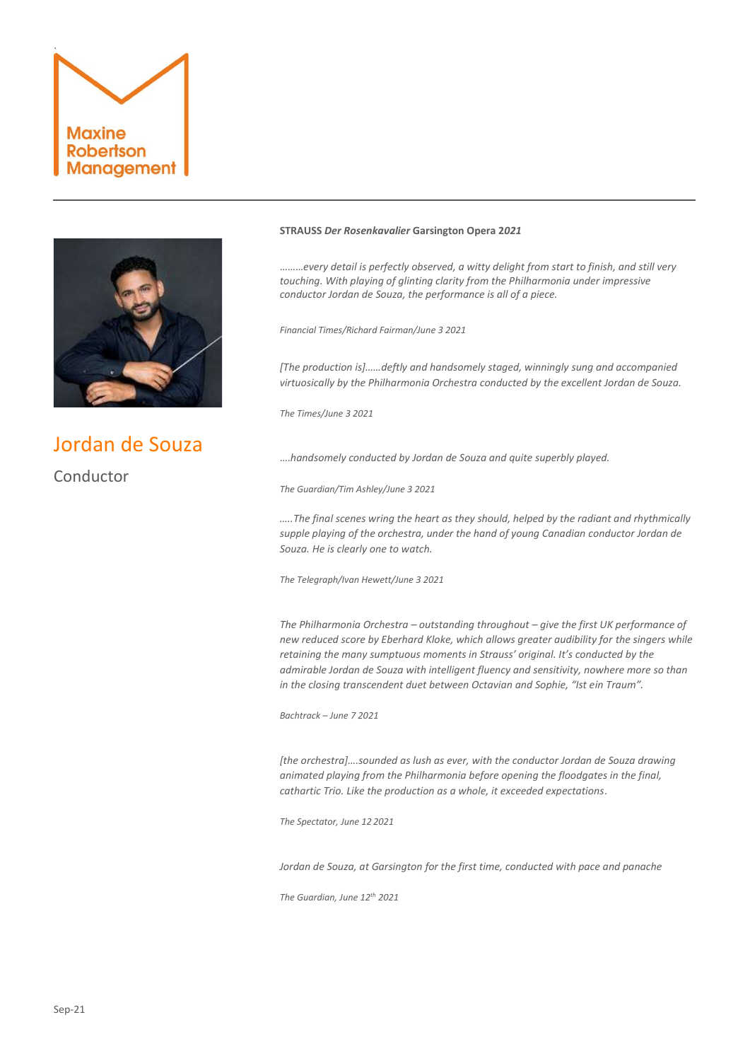Maxine Robertson Management

# Jordan de Souza

Conductor

**STRAUSS *Der Rosenkavalier* Garsington Opera 2*021***

*………every detail is perfectly observed, a witty delight from start to finish, and still very touching. With playing of glinting clarity from the Philharmonia under impressive conductor Jordan de Souza, the performance is all of a piece.*

*Financial Times/Richard Fairman/June 3 2021*

*[The production is]……deftly and handsomely staged, winningly sung and accompanied virtuosically by the Philharmonia Orchestra conducted by the excellent Jordan de Souza.*

*The Times/June 3 2021*

*….handsomely conducted by Jordan de Souza and quite superbly played.*

*The Guardian/Tim Ashley/June 3 2021*

*…..The final scenes wring the heart as they should, helped by the radiant and rhythmically supple playing of the orchestra, under the hand of young Canadian conductor Jordan de Souza. He is clearly one to watch.*

*The Telegraph/Ivan Hewett/June 3 2021*

*The Philharmonia Orchestra – outstanding throughout – give the first UK performance of new reduced score by Eberhard Kloke, which allows greater audibility for the singers while retaining the many sumptuous moments in Strauss' original. It's conducted by the admirable Jordan de Souza with intelligent fluency and sensitivity, nowhere more so than in the closing transcendent duet between Octavian and Sophie, "Ist ein Traum".*

*Bachtrack – June 7 2021*

*[the orchestra]….sounded as lush as ever, with the conductor Jordan de Souza drawing animated playing from the Philharmonia before opening the floodgates in the final, cathartic Trio. Like the production as a whole, it exceeded expectations.*

*The Spectator, June 12 2021*

*Jordan de Souza, at Garsington for the first time, conducted with pace and panache*

*The Guardian, June 12th 2021*

Sep-21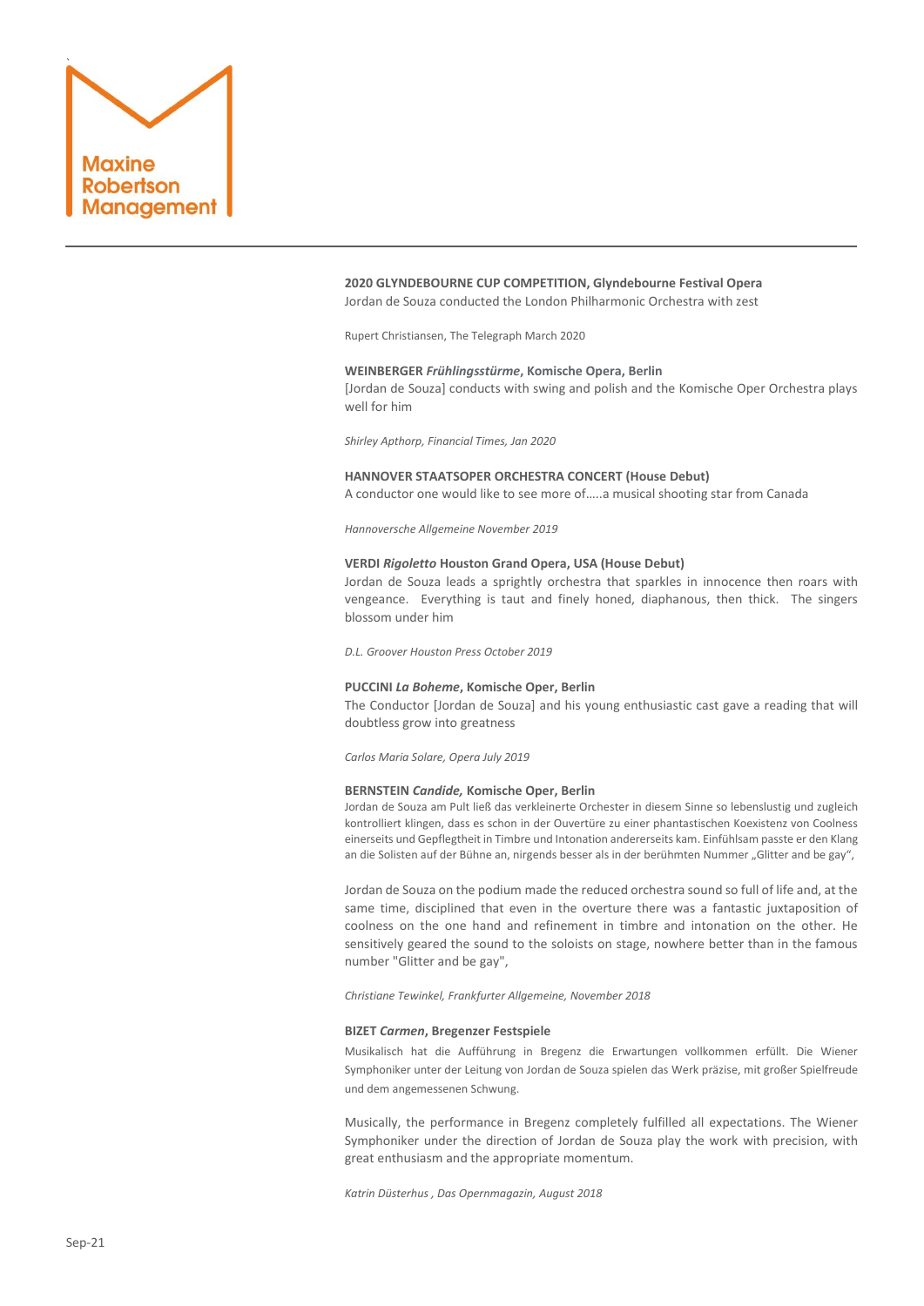**2020 GLYNDEBOURNE CUP COMPETITION, Glyndebourne Festival Opera**

Jordan de Souza conducted the London Philharmonic Orchestra with zest

Rupert Christiansen, The Telegraph March 2020

**WEINBERGER *Frühlingsstürme*, Komische Opera, Berlin**

[Jordan de Souza] conducts with swing and polish and the Komische Oper Orchestra plays well for him

*Shirley Apthorp, Financial Times, Jan 2020*

**HANNOVER STAATSOPER ORCHESTRA CONCERT (House Debut)**

A conductor one would like to see more of…..a musical shooting star from Canada

*Hannoversche Allgemeine November 2019*

**VERDI *Rigoletto* Houston Grand Opera, USA (House Debut)**

Jordan de Souza leads a sprightly orchestra that sparkles in innocence then roars with vengeance. Everything is taut and finely honed, diaphanous, then thick. The singers blossom under him

*D.L. Groover Houston Press October 2019*

**PUCCINI *La Boheme*, Komische Oper, Berlin**

The Conductor [Jordan de Souza] and his young enthusiastic cast gave a reading that will doubtless grow into greatness

*Carlos Maria Solare, Opera July 2019*

**BERNSTEIN *Candide,* Komische Oper, Berlin**

Jordan de Souza am Pult ließ das verkleinerte Orchester in diesem Sinne so lebenslustig und zugleich kontrolliert klingen, dass es schon in der Ouvertüre zu einer phantastischen Koexistenz von Coolness einerseits und Gepflegtheit in Timbre und Intonation andererseits kam. Einfühlsam passte er den Klang an die Solisten auf der Bühne an, nirgends besser als in der berühmten Nummer „Glitter and be gay",

Jordan de Souza on the podium made the reduced orchestra sound so full of life and, at the same time, disciplined that even in the overture there was a fantastic juxtaposition of coolness on the one hand and refinement in timbre and intonation on the other. He sensitively geared the sound to the soloists on stage, nowhere better than in the famous number "Glitter and be gay",

*Christiane Tewinkel, Frankfurter Allgemeine, November 2018*

**BIZET *Carmen*, Bregenzer Festspiele**

Musikalisch hat die Aufführung in Bregenz die Erwartungen vollkommen erfüllt. Die Wiener Symphoniker unter der Leitung von Jordan de Souza spielen das Werk präzise, mit großer Spielfreude und dem angemessenen Schwung.

Musically, the performance in Bregenz completely fulfilled all expectations. The Wiener Symphoniker under the direction of Jordan de Souza play the work with precision, with great enthusiasm and the appropriate momentum.

*Katrin Düsterhus , Das Opernmagazin, August 2018*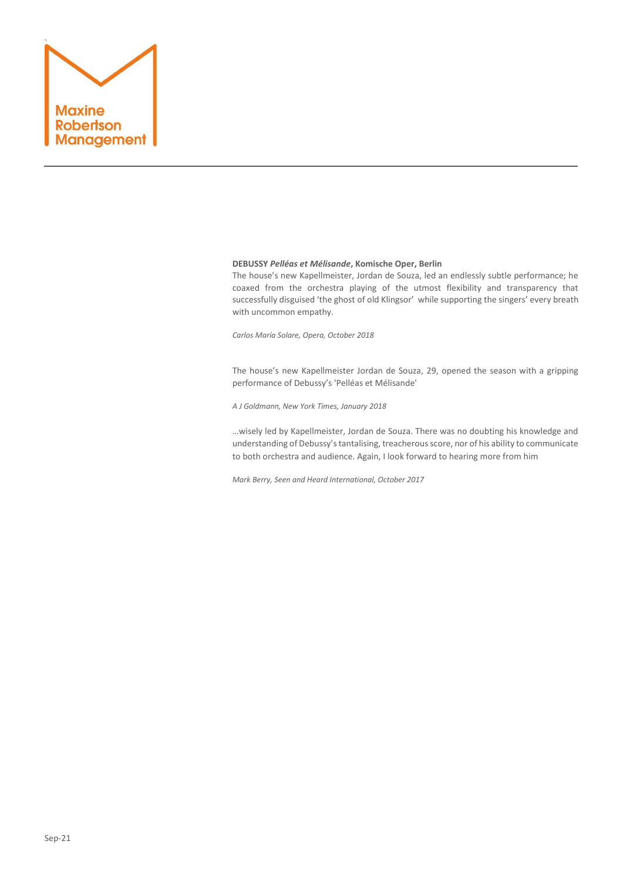**DEBUSSY *Pelléas et Mélisande*, Komische Oper, Berlin**

The house's new Kapellmeister, Jordan de Souza, led an endlessly subtle performance; he coaxed from the orchestra playing of the utmost flexibility and transparency that successfully disguised 'the ghost of old Klingsor' while supporting the singers' every breath with uncommon empathy.

*Carlos María Solare, Opera, October 2018*

The house's new Kapellmeister Jordan de Souza, 29, opened the season with a gripping performance of Debussy's 'Pelléas et Mélisande'

*A J Goldmann, New York Times, January 2018*

…wisely led by Kapellmeister, Jordan de Souza. There was no doubting his knowledge and understanding of Debussy's tantalising, treacherous score, nor of his ability to communicate to both orchestra and audience. Again, I look forward to hearing more from him

*Mark Berry, Seen and Heard International, October 2017*